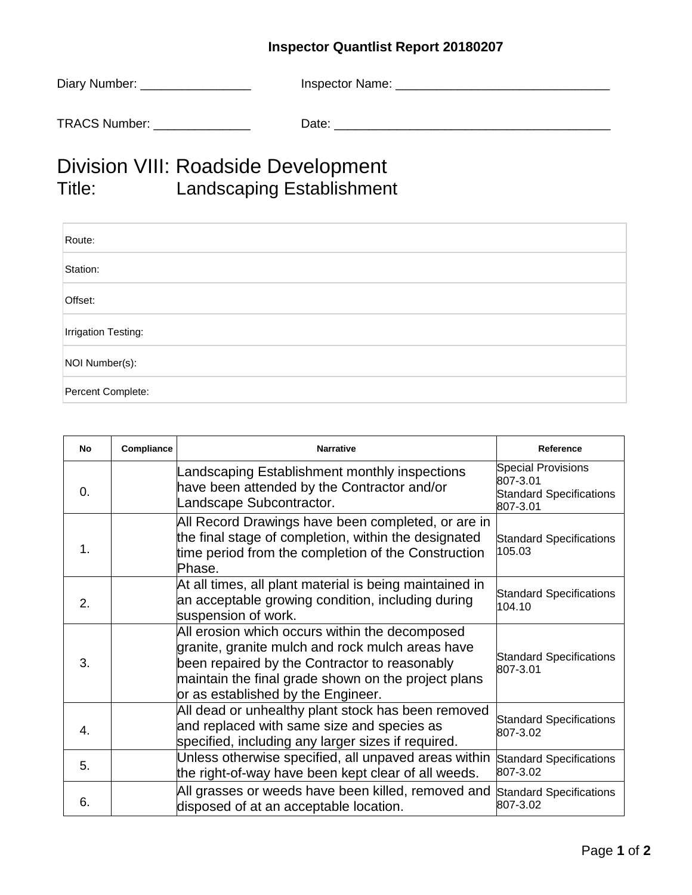**Inspector Quantlist Report 20180207**

Diary Number: ________________ Inspector Name: _______________________________

TRACS Number: ______________ Date: ________________________________________

# Division VIII: Roadside Development

## Title: Landscaping Establishment

| |
|---|
| Route: |
| Station: |
| Offset: |
| Irrigation Testing: |
| NOI Number(s): |
| Percent Complete: |

| No | Compliance | Narrative | Reference |
|---|---|---|---|
| 0. | | Landscaping Establishment monthly inspections have been attended by the Contractor and/or Landscape Subcontractor. | Special Provisions 807-3.01 Standard Specifications 807-3.01 |
| 1. | | All Record Drawings have been completed, or are in the final stage of completion, within the designated time period from the completion of the Construction Phase. | Standard Specifications 105.03 |
| 2. | | At all times, all plant material is being maintained in an acceptable growing condition, including during suspension of work. | Standard Specifications 104.10 |
| 3. | | All erosion which occurs within the decomposed granite, granite mulch and rock mulch areas have been repaired by the Contractor to reasonably maintain the final grade shown on the project plans or as established by the Engineer. | Standard Specifications 807-3.01 |
| 4. | | All dead or unhealthy plant stock has been removed and replaced with same size and species as specified, including any larger sizes if required. | Standard Specifications 807-3.02 |
| 5. | | Unless otherwise specified, all unpaved areas within the right-of-way have been kept clear of all weeds. | Standard Specifications 807-3.02 |
| 6. | | All grasses or weeds have been killed, removed and disposed of at an acceptable location. | Standard Specifications 807-3.02 |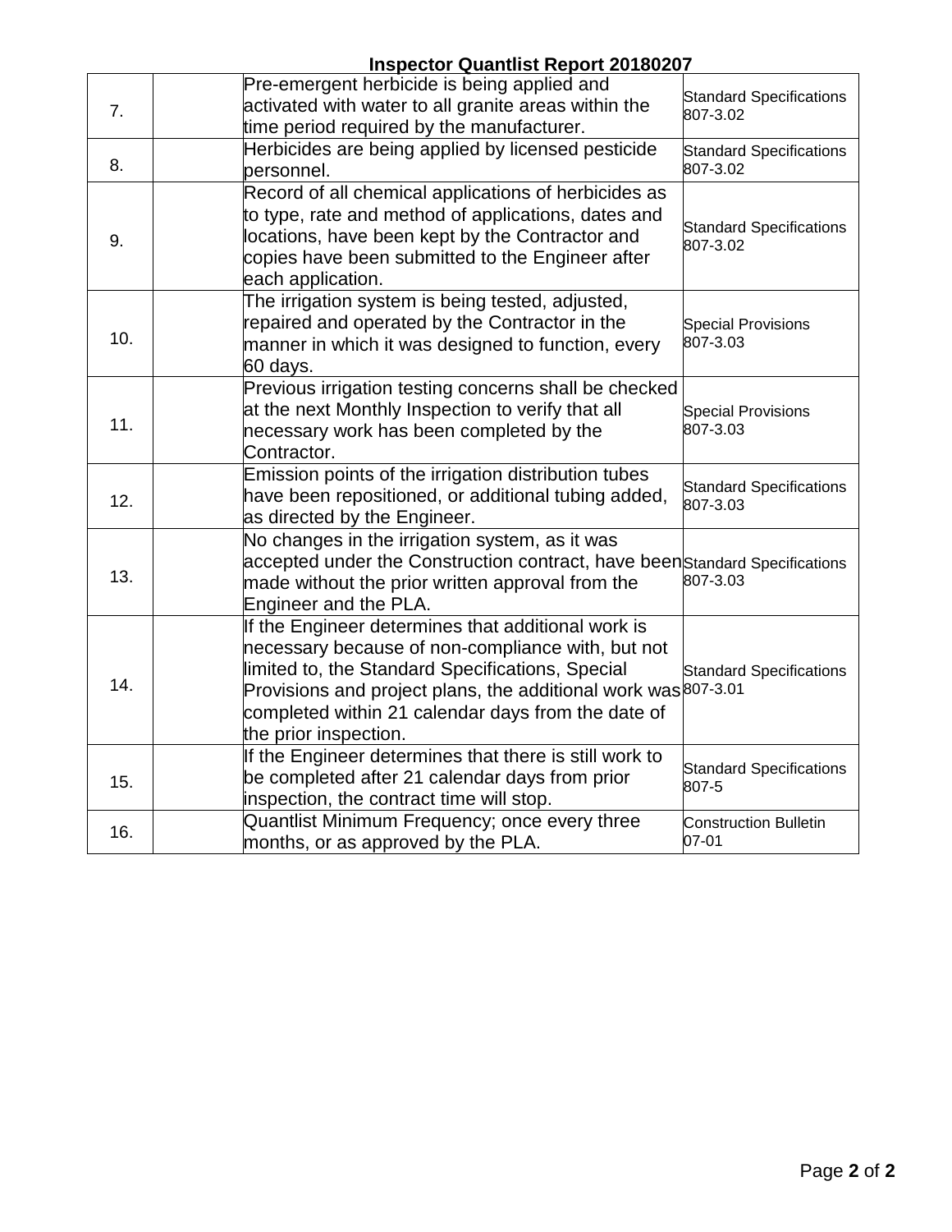**Inspector Quantlist Report 20180207**

| | | | |
|---|---|---|---|
| 7. | | Pre-emergent herbicide is being applied and activated with water to all granite areas within the time period required by the manufacturer. | Standard Specifications 807-3.02 |
| 8. | | Herbicides are being applied by licensed pesticide personnel. | Standard Specifications 807-3.02 |
| 9. | | Record of all chemical applications of herbicides as to type, rate and method of applications, dates and locations, have been kept by the Contractor and copies have been submitted to the Engineer after each application. | Standard Specifications 807-3.02 |
| 10. | | The irrigation system is being tested, adjusted, repaired and operated by the Contractor in the manner in which it was designed to function, every 60 days. | Special Provisions 807-3.03 |
| 11. | | Previous irrigation testing concerns shall be checked at the next Monthly Inspection to verify that all necessary work has been completed by the Contractor. | Special Provisions 807-3.03 |
| 12. | | Emission points of the irrigation distribution tubes have been repositioned, or additional tubing added, as directed by the Engineer. | Standard Specifications 807-3.03 |
| 13. | | No changes in the irrigation system, as it was accepted under the Construction contract, have been made without the prior written approval from the Engineer and the PLA. | Standard Specifications 807-3.03 |
| 14. | | If the Engineer determines that additional work is necessary because of non-compliance with, but not limited to, the Standard Specifications, Special Provisions and project plans, the additional work was completed within 21 calendar days from the date of the prior inspection. | Standard Specifications 807-3.01 |
| 15. | | If the Engineer determines that there is still work to be completed after 21 calendar days from prior inspection, the contract time will stop. | Standard Specifications 807-5 |
| 16. | | Quantlist Minimum Frequency; once every three months, or as approved by the PLA. | Construction Bulletin 07-01 |